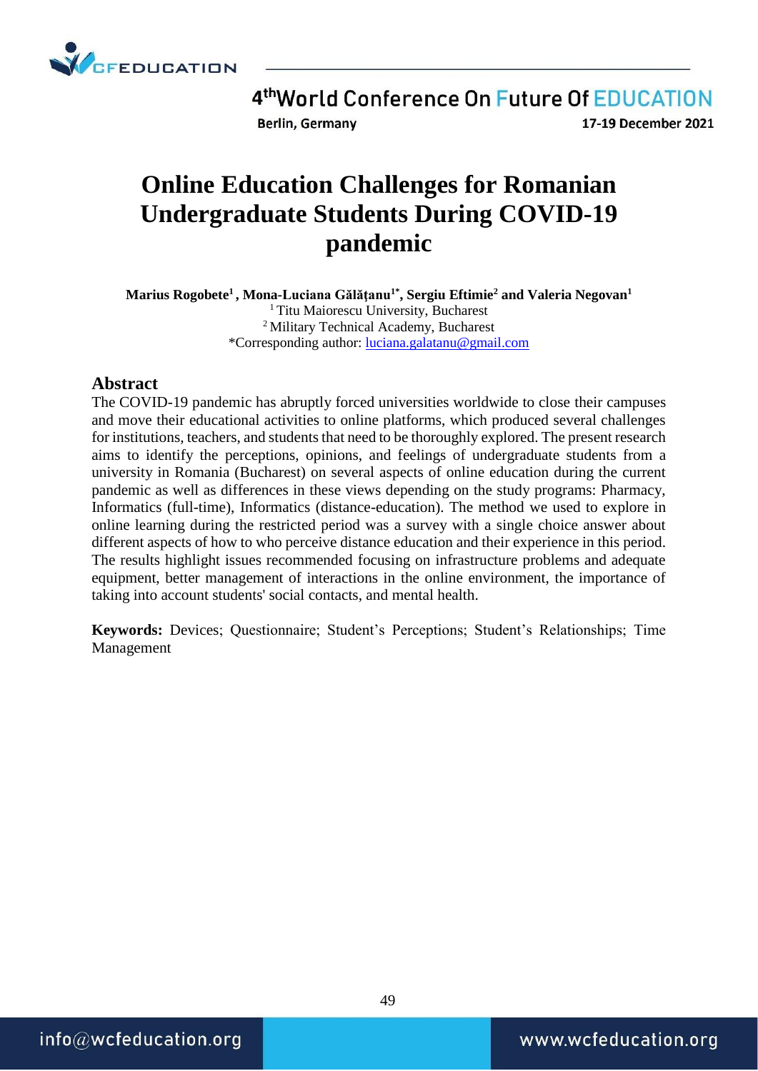# Online Education Challenges for Romanian Undergraduate Students During COVID-19 pandemic

**Marius Rogobete[1], Mona-Luciana Gălățanu[1*], Sergiu Eftimie[2] and Valeria Negovan[1]**

[1] Titu Maiorescu University, Bucharest
[2] Military Technical Academy, Bucharest
*Corresponding author: luciana.galatanu@gmail.com

## Abstract

The COVID-19 pandemic has abruptly forced universities worldwide to close their campuses and move their educational activities to online platforms, which produced several challenges for institutions, teachers, and students that need to be thoroughly explored. The present research aims to identify the perceptions, opinions, and feelings of undergraduate students from a university in Romania (Bucharest) on several aspects of online education during the current pandemic as well as differences in these views depending on the study programs: Pharmacy, Informatics (full-time), Informatics (distance-education). The method we used to explore in online learning during the restricted period was a survey with a single choice answer about different aspects of how to who perceive distance education and their experience in this period. The results highlight issues recommended focusing on infrastructure problems and adequate equipment, better management of interactions in the online environment, the importance of taking into account students' social contacts, and mental health.

**Keywords:** Devices; Questionnaire; Student's Perceptions; Student's Relationships; Time Management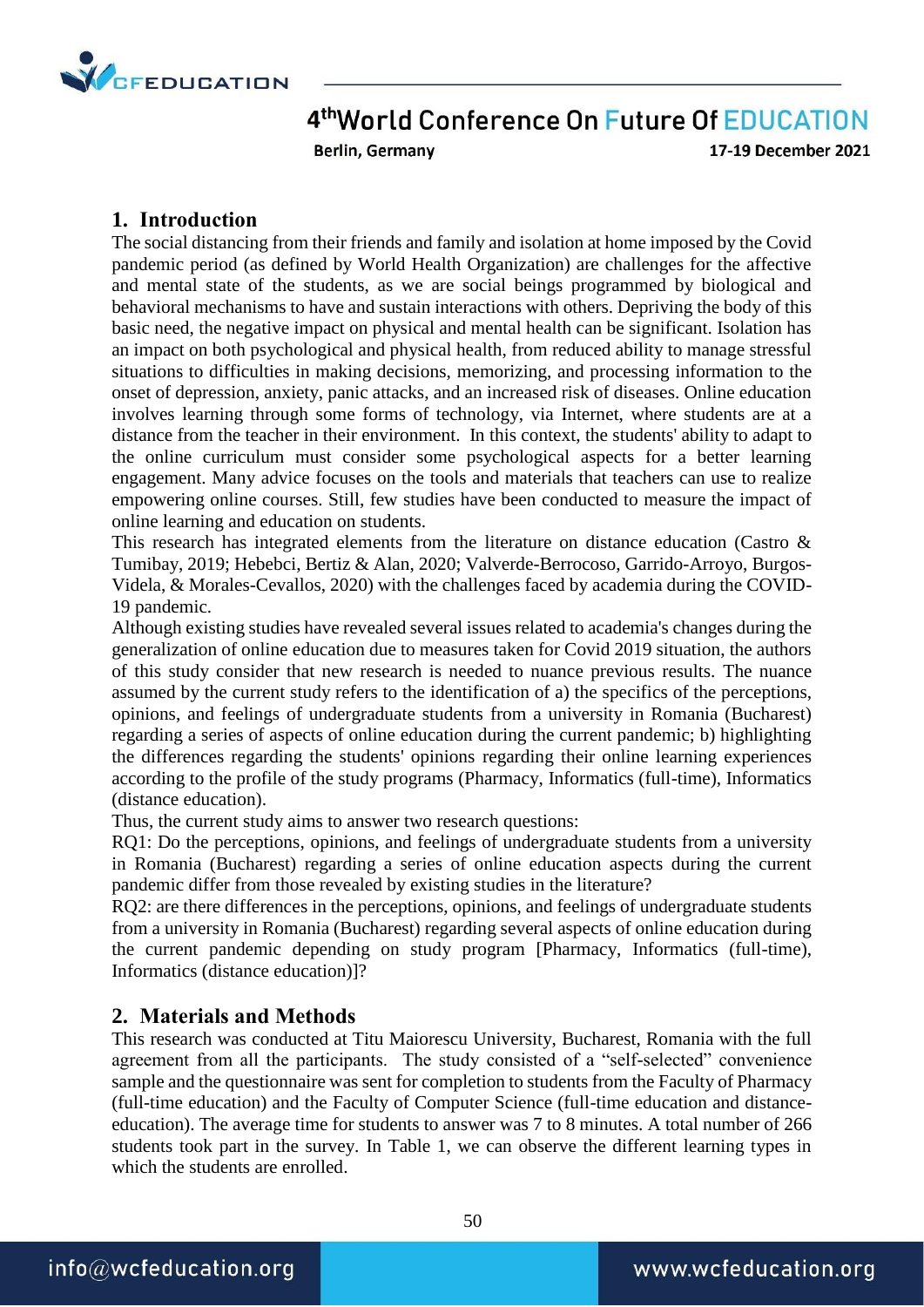## 1. Introduction

The social distancing from their friends and family and isolation at home imposed by the Covid pandemic period (as defined by World Health Organization) are challenges for the affective and mental state of the students, as we are social beings programmed by biological and behavioral mechanisms to have and sustain interactions with others. Depriving the body of this basic need, the negative impact on physical and mental health can be significant. Isolation has an impact on both psychological and physical health, from reduced ability to manage stressful situations to difficulties in making decisions, memorizing, and processing information to the onset of depression, anxiety, panic attacks, and an increased risk of diseases. Online education involves learning through some forms of technology, via Internet, where students are at a distance from the teacher in their environment. In this context, the students' ability to adapt to the online curriculum must consider some psychological aspects for a better learning engagement. Many advice focuses on the tools and materials that teachers can use to realize empowering online courses. Still, few studies have been conducted to measure the impact of online learning and education on students.

This research has integrated elements from the literature on distance education (Castro & Tumibay, 2019; Hebebci, Bertiz & Alan, 2020; Valverde-Berrocoso, Garrido-Arroyo, Burgos-Videla, & Morales-Cevallos, 2020) with the challenges faced by academia during the COVID-19 pandemic.

Although existing studies have revealed several issues related to academia's changes during the generalization of online education due to measures taken for Covid 2019 situation, the authors of this study consider that new research is needed to nuance previous results. The nuance assumed by the current study refers to the identification of a) the specifics of the perceptions, opinions, and feelings of undergraduate students from a university in Romania (Bucharest) regarding a series of aspects of online education during the current pandemic; b) highlighting the differences regarding the students' opinions regarding their online learning experiences according to the profile of the study programs (Pharmacy, Informatics (full-time), Informatics (distance education).

Thus, the current study aims to answer two research questions:

RQ1: Do the perceptions, opinions, and feelings of undergraduate students from a university in Romania (Bucharest) regarding a series of online education aspects during the current pandemic differ from those revealed by existing studies in the literature?

RQ2: are there differences in the perceptions, opinions, and feelings of undergraduate students from a university in Romania (Bucharest) regarding several aspects of online education during the current pandemic depending on study program [Pharmacy, Informatics (full-time), Informatics (distance education)]?

## 2. Materials and Methods

This research was conducted at Titu Maiorescu University, Bucharest, Romania with the full agreement from all the participants. The study consisted of a "self-selected" convenience sample and the questionnaire was sent for completion to students from the Faculty of Pharmacy (full-time education) and the Faculty of Computer Science (full-time education and distance-education). The average time for students to answer was 7 to 8 minutes. A total number of 266 students took part in the survey. In Table 1, we can observe the different learning types in which the students are enrolled.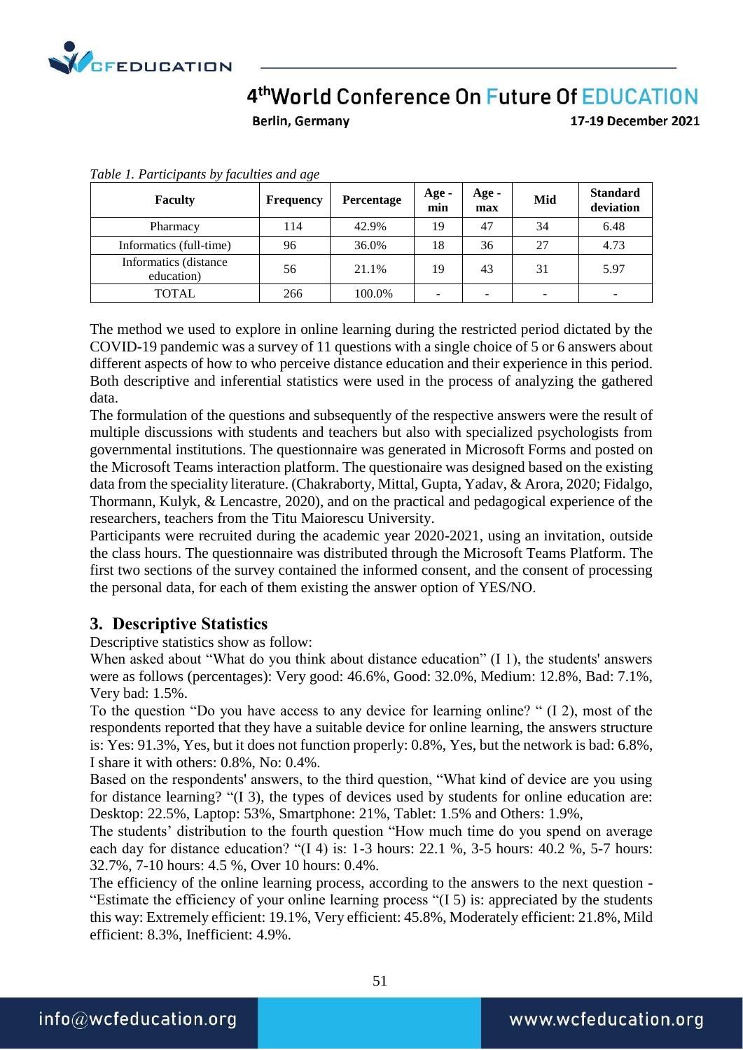*Table 1. Participants by faculties and age*

| Faculty | Frequency | Percentage | Age - min | Age - max | Mid | Standard deviation |
|---|---|---|---|---|---|---|
| Pharmacy | 114 | 42.9% | 19 | 47 | 34 | 6.48 |
| Informatics (full-time) | 96 | 36.0% | 18 | 36 | 27 | 4.73 |
| Informatics (distance education) | 56 | 21.1% | 19 | 43 | 31 | 5.97 |
| TOTAL | 266 | 100.0% | - | - | - | - |

The method we used to explore in online learning during the restricted period dictated by the COVID-19 pandemic was a survey of 11 questions with a single choice of 5 or 6 answers about different aspects of how to who perceive distance education and their experience in this period. Both descriptive and inferential statistics were used in the process of analyzing the gathered data.

The formulation of the questions and subsequently of the respective answers were the result of multiple discussions with students and teachers but also with specialized psychologists from governmental institutions. The questionnaire was generated in Microsoft Forms and posted on the Microsoft Teams interaction platform. The questionaire was designed based on the existing data from the speciality literature. (Chakraborty, Mittal, Gupta, Yadav, & Arora, 2020; Fidalgo, Thormann, Kulyk, & Lencastre, 2020), and on the practical and pedagogical experience of the researchers, teachers from the Titu Maiorescu University.

Participants were recruited during the academic year 2020-2021, using an invitation, outside the class hours. The questionnaire was distributed through the Microsoft Teams Platform. The first two sections of the survey contained the informed consent, and the consent of processing the personal data, for each of them existing the answer option of YES/NO.

## 3. Descriptive Statistics

Descriptive statistics show as follow:

When asked about "What do you think about distance education" (I 1), the students' answers were as follows (percentages): Very good: 46.6%, Good: 32.0%, Medium: 12.8%, Bad: 7.1%, Very bad: 1.5%.

To the question "Do you have access to any device for learning online? " (I 2), most of the respondents reported that they have a suitable device for online learning, the answers structure is: Yes: 91.3%, Yes, but it does not function properly: 0.8%, Yes, but the network is bad: 6.8%, I share it with others: 0.8%, No: 0.4%.

Based on the respondents' answers, to the third question, "What kind of device are you using for distance learning? "(I 3), the types of devices used by students for online education are: Desktop: 22.5%, Laptop: 53%, Smartphone: 21%, Tablet: 1.5% and Others: 1.9%,

The students' distribution to the fourth question "How much time do you spend on average each day for distance education? "(I 4) is: 1-3 hours: 22.1 %, 3-5 hours: 40.2 %, 5-7 hours: 32.7%, 7-10 hours: 4.5 %, Over 10 hours: 0.4%.

The efficiency of the online learning process, according to the answers to the next question - "Estimate the efficiency of your online learning process "(I 5) is: appreciated by the students this way: Extremely efficient: 19.1%, Very efficient: 45.8%, Moderately efficient: 21.8%, Mild efficient: 8.3%, Inefficient: 4.9%.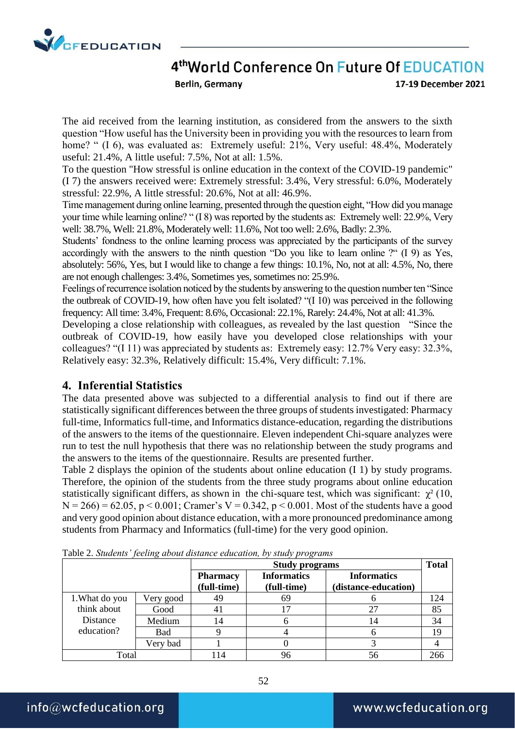The aid received from the learning institution, as considered from the answers to the sixth question "How useful has the University been in providing you with the resources to learn from home? " (I 6), was evaluated as: Extremely useful: 21%, Very useful: 48.4%, Moderately useful: 21.4%, A little useful: 7.5%, Not at all: 1.5%.

To the question "How stressful is online education in the context of the COVID-19 pandemic" (I 7) the answers received were: Extremely stressful: 3.4%, Very stressful: 6.0%, Moderately stressful: 22.9%, A little stressful: 20.6%, Not at all: 46.9%.

Time management during online learning, presented through the question eight, "How did you manage your time while learning online? " (I 8) was reported by the students as: Extremely well: 22.9%, Very well: 38.7%, Well: 21.8%, Moderately well: 11.6%, Not too well: 2.6%, Badly: 2.3%.

Students' fondness to the online learning process was appreciated by the participants of the survey accordingly with the answers to the ninth question "Do you like to learn online ?" (I 9) as Yes, absolutely: 56%, Yes, but I would like to change a few things: 10.1%, No, not at all: 4.5%, No, there are not enough challenges: 3.4%, Sometimes yes, sometimes no: 25.9%.

Feelings of recurrence isolation noticed by the students by answering to the question number ten "Since the outbreak of COVID-19, how often have you felt isolated? "(I 10) was perceived in the following frequency: All time: 3.4%, Frequent: 8.6%, Occasional: 22.1%, Rarely: 24.4%, Not at all: 41.3%.

Developing a close relationship with colleagues, as revealed by the last question "Since the outbreak of COVID-19, how easily have you developed close relationships with your colleagues? "(I 11) was appreciated by students as: Extremely easy: 12.7% Very easy: 32.3%, Relatively easy: 32.3%, Relatively difficult: 15.4%, Very difficult: 7.1%.

## 4. Inferential Statistics

The data presented above was subjected to a differential analysis to find out if there are statistically significant differences between the three groups of students investigated: Pharmacy full-time, Informatics full-time, and Informatics distance-education, regarding the distributions of the answers to the items of the questionnaire. Eleven independent Chi-square analyzes were run to test the null hypothesis that there was no relationship between the study programs and the answers to the items of the questionnaire. Results are presented further.

Table 2 displays the opinion of the students about online education (I 1) by study programs. Therefore, the opinion of the students from the three study programs about online education statistically significant differs, as shown in the chi-square test, which was significant: $\chi^2$ (10, N = 266) = 62.05, $p < 0.001$; Cramer's V = 0.342, $p < 0.001$. Most of the students have a good and very good opinion about distance education, with a more pronounced predominance among students from Pharmacy and Informatics (full-time) for the very good opinion.

Table 2. *Students' feeling about distance education, by study programs*

| | | Study programs | | | Total |
|---|---|---|---|---|---|
| | | Pharmacy (full-time) | Informatics (full-time) | Informatics (distance-education) | |
| 1.What do you think about Distance education? | Very good | 49 | 69 | 6 | 124 |
| | Good | 41 | 17 | 27 | 85 |
| | Medium | 14 | 6 | 14 | 34 |
| | Bad | 9 | 4 | 6 | 19 |
| | Very bad | 1 | 0 | 3 | 4 |
| Total | | 114 | 96 | 56 | 266 |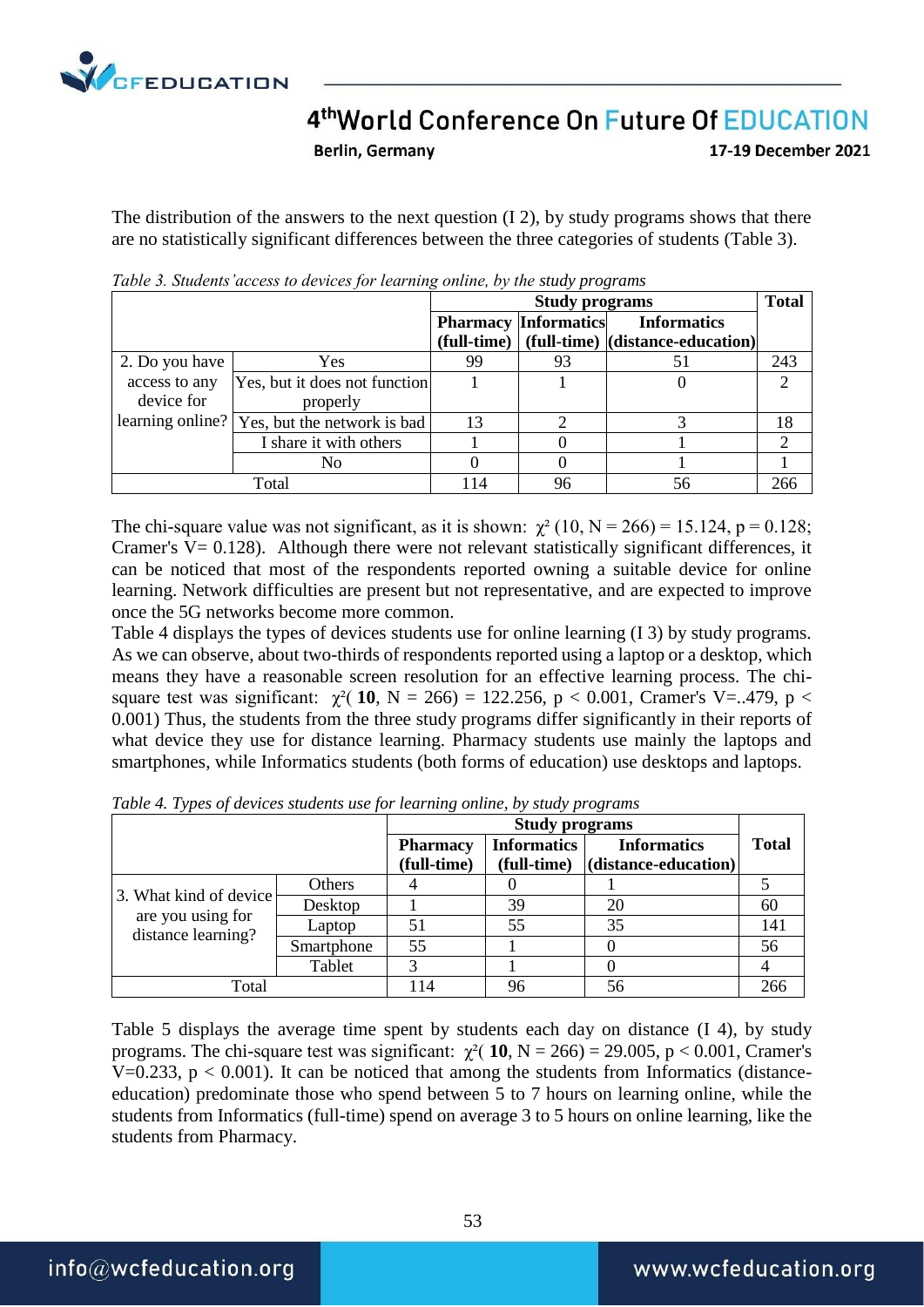The distribution of the answers to the next question (I 2), by study programs shows that there are no statistically significant differences between the three categories of students (Table 3).

*Table 3. Students' access to devices for learning online, by the study programs*

| | | Study programs | | | Total |
|---|---|---|---|---|---|
| | | **Pharmacy (full-time)** | **Informatics (full-time)** | **Informatics (distance-education)** | |
| 2. Do you have access to any device for learning online? | Yes | 99 | 93 | 51 | 243 |
| | Yes, but it does not function properly | 1 | 1 | 0 | 2 |
| | Yes, but the network is bad | 13 | 2 | 3 | 18 |
| | I share it with others | 1 | 0 | 1 | 2 |
| | No | 0 | 0 | 1 | 1 |
| Total | | 114 | 96 | 56 | 266 |

The chi-square value was not significant, as it is shown: $\chi^2$ (10, N = 266) = 15.124, p = 0.128; Cramer's V= 0.128). Although there were not relevant statistically significant differences, it can be noticed that most of the respondents reported owning a suitable device for online learning. Network difficulties are present but not representative, and are expected to improve once the 5G networks become more common.

Table 4 displays the types of devices students use for online learning (I 3) by study programs. As we can observe, about two-thirds of respondents reported using a laptop or a desktop, which means they have a reasonable screen resolution for an effective learning process. The chi-square test was significant: $\chi^2$( **10**, N = 266) = 122.256, p < 0.001, Cramer's V=..479, p < 0.001) Thus, the students from the three study programs differ significantly in their reports of what device they use for distance learning. Pharmacy students use mainly the laptops and smartphones, while Informatics students (both forms of education) use desktops and laptops.

*Table 4. Types of devices students use for learning online, by study programs*

| | | Study programs | | | Total |
|---|---|---|---|---|---|
| | | **Pharmacy (full-time)** | **Informatics (full-time)** | **Informatics (distance-education)** | |
| 3. What kind of device are you using for distance learning? | Others | 4 | 0 | 1 | 5 |
| | Desktop | 1 | 39 | 20 | 60 |
| | Laptop | 51 | 55 | 35 | 141 |
| | Smartphone | 55 | 1 | 0 | 56 |
| | Tablet | 3 | 1 | 0 | 4 |
| Total | | 114 | 96 | 56 | 266 |

Table 5 displays the average time spent by students each day on distance (I 4), by study programs. The chi-square test was significant: $\chi^2$( **10**, N = 266) = 29.005, p < 0.001, Cramer's V=0.233, p < 0.001). It can be noticed that among the students from Informatics (distance-education) predominate those who spend between 5 to 7 hours on learning online, while the students from Informatics (full-time) spend on average 3 to 5 hours on online learning, like the students from Pharmacy.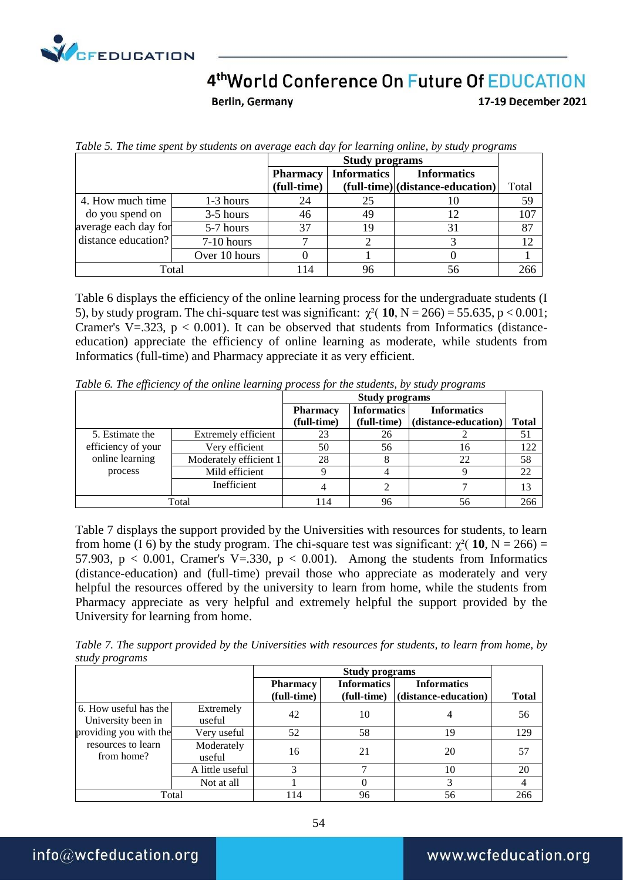*Table 5. The time spent by students on average each day for learning online, by study programs*

| | | Study programs | | | |
|---|---|---|---|---|---|
| | | Pharmacy (full-time) | Informatics (full-time) | Informatics (distance-education) | Total |
| 4. How much time do you spend on average each day for distance education? | 1-3 hours | 24 | 25 | 10 | 59 |
| | 3-5 hours | 46 | 49 | 12 | 107 |
| | 5-7 hours | 37 | 19 | 31 | 87 |
| | 7-10 hours | 7 | 2 | 3 | 12 |
| | Over 10 hours | 0 | 1 | 0 | 1 |
| Total | | 114 | 96 | 56 | 266 |

Table 6 displays the efficiency of the online learning process for the undergraduate students (I 5), by study program. The chi-square test was significant: $\chi^2$( **10**, N = 266) = 55.635, $p < 0.001$; Cramer's V=.323, $p < 0.001$). It can be observed that students from Informatics (distance-education) appreciate the efficiency of online learning as moderate, while students from Informatics (full-time) and Pharmacy appreciate it as very efficient.

*Table 6. The efficiency of the online learning process for the students, by study programs*

| | | Study programs | | | |
|---|---|---|---|---|---|
| | | **Pharmacy (full-time)** | **Informatics (full-time)** | **Informatics (distance-education)** | **Total** |
| 5. Estimate the efficiency of your online learning process | Extremely efficient | 23 | 26 | 2 | 51 |
| | Very efficient | 50 | 56 | 16 | 122 |
| | Moderately efficient 1 | 28 | 8 | 22 | 58 |
| | Mild efficient | 9 | 4 | 9 | 22 |
| | Inefficient | 4 | 2 | 7 | 13 |
| Total | | 114 | 96 | 56 | 266 |

Table 7 displays the support provided by the Universities with resources for students, to learn from home (I 6) by the study program. The chi-square test was significant: $\chi^2$( **10**, N = 266) = 57.903, $p < 0.001$, Cramer's V=.330, $p < 0.001$). Among the students from Informatics (distance-education) and (full-time) prevail those who appreciate as moderately and very helpful the resources offered by the university to learn from home, while the students from Pharmacy appreciate as very helpful and extremely helpful the support provided by the University for learning from home.

*Table 7. The support provided by the Universities with resources for students, to learn from home, by study programs*

| | | Study programs | | | |
|---|---|---|---|---|---|
| | | **Pharmacy (full-time)** | **Informatics (full-time)** | **Informatics (distance-education)** | **Total** |
| 6. How useful has the University been in providing you with the resources to learn from home? | Extremely useful | 42 | 10 | 4 | 56 |
| | Very useful | 52 | 58 | 19 | 129 |
| | Moderately useful | 16 | 21 | 20 | 57 |
| | A little useful | 3 | 7 | 10 | 20 |
| | Not at all | 1 | 0 | 3 | 4 |
| Total | | 114 | 96 | 56 | 266 |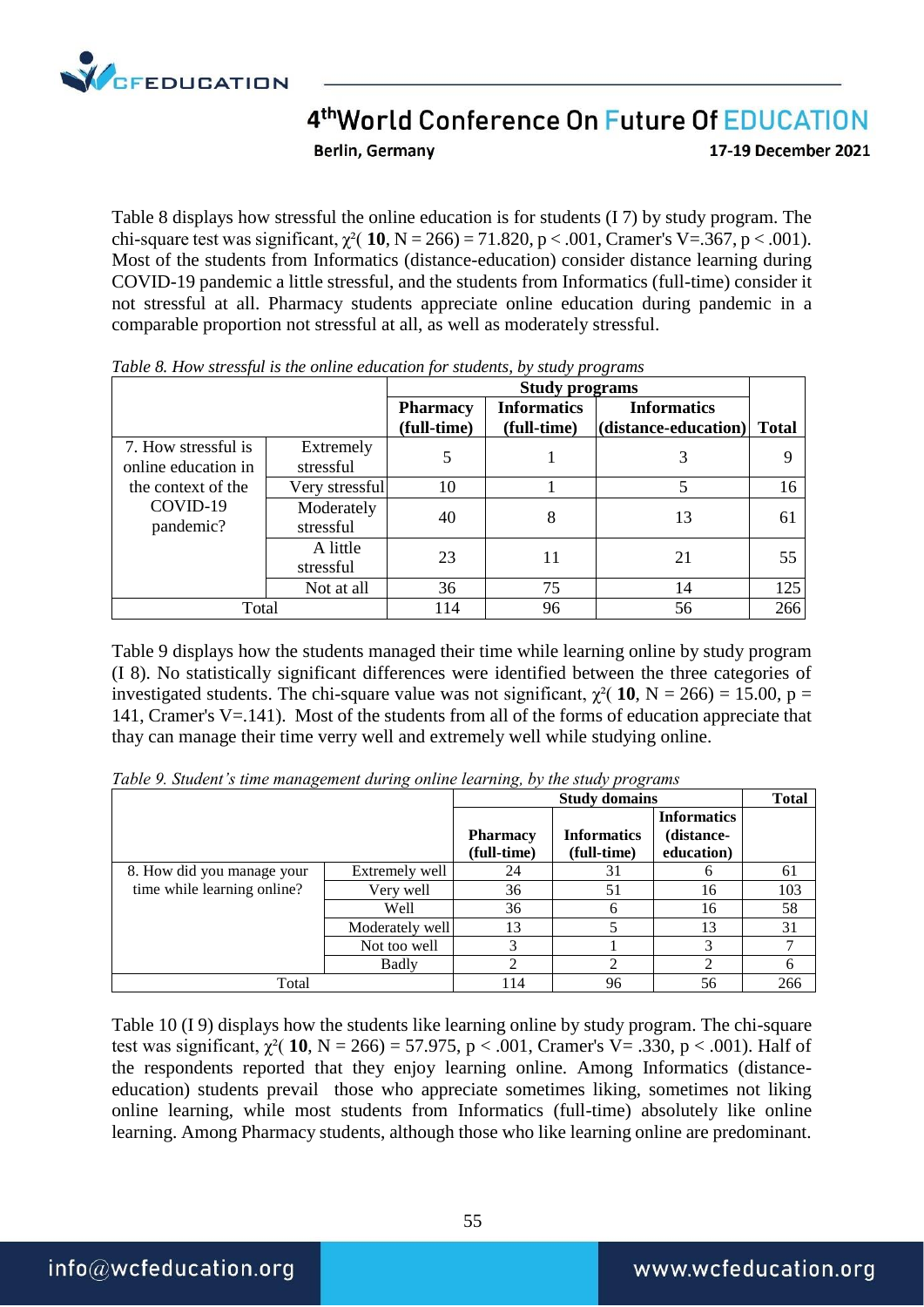Table 8 displays how stressful the online education is for students (I 7) by study program. The chi-square test was significant, $\chi^2$( **10**, N = 266) = 71.820, p < .001, Cramer's V=.367, p < .001). Most of the students from Informatics (distance-education) consider distance learning during COVID-19 pandemic a little stressful, and the students from Informatics (full-time) consider it not stressful at all. Pharmacy students appreciate online education during pandemic in a comparable proportion not stressful at all, as well as moderately stressful.

*Table 8. How stressful is the online education for students, by study programs*

| | | **Study programs** | | | |
|---|---|---|---|---|---|
| | | **Pharmacy (full-time)** | **Informatics (full-time)** | **Informatics (distance-education)** | **Total** |
| 7. How stressful is online education in the context of the COVID-19 pandemic? | Extremely stressful | 5 | 1 | 3 | 9 |
| | Very stressful | 10 | 1 | 5 | 16 |
| | Moderately stressful | 40 | 8 | 13 | 61 |
| | A little stressful | 23 | 11 | 21 | 55 |
| | Not at all | 36 | 75 | 14 | 125 |
| Total | | 114 | 96 | 56 | 266 |

Table 9 displays how the students managed their time while learning online by study program (I 8). No statistically significant differences were identified between the three categories of investigated students. The chi-square value was not significant, $\chi^2$( **10**, N = 266) = 15.00, p = 141, Cramer's V=.141). Most of the students from all of the forms of education appreciate that thay can manage their time verry well and extremely well while studying online.

*Table 9. Student's time management during online learning, by the study programs*

| | | **Study domains** | | | **Total** |
|---|---|---|---|---|---|
| | | **Pharmacy (full-time)** | **Informatics (full-time)** | **Informatics (distance-education)** | |
| 8. How did you manage your time while learning online? | Extremely well | 24 | 31 | 6 | 61 |
| | Very well | 36 | 51 | 16 | 103 |
| | Well | 36 | 6 | 16 | 58 |
| | Moderately well | 13 | 5 | 13 | 31 |
| | Not too well | 3 | 1 | 3 | 7 |
| | Badly | 2 | 2 | 2 | 6 |
| Total | | 114 | 96 | 56 | 266 |

Table 10 (I 9) displays how the students like learning online by study program. The chi-square test was significant, $\chi^2$( **10**, N = 266) = 57.975, p < .001, Cramer's V= .330, p < .001). Half of the respondents reported that they enjoy learning online. Among Informatics (distance-education) students prevail those who appreciate sometimes liking, sometimes not liking online learning, while most students from Informatics (full-time) absolutely like online learning. Among Pharmacy students, although those who like learning online are predominant.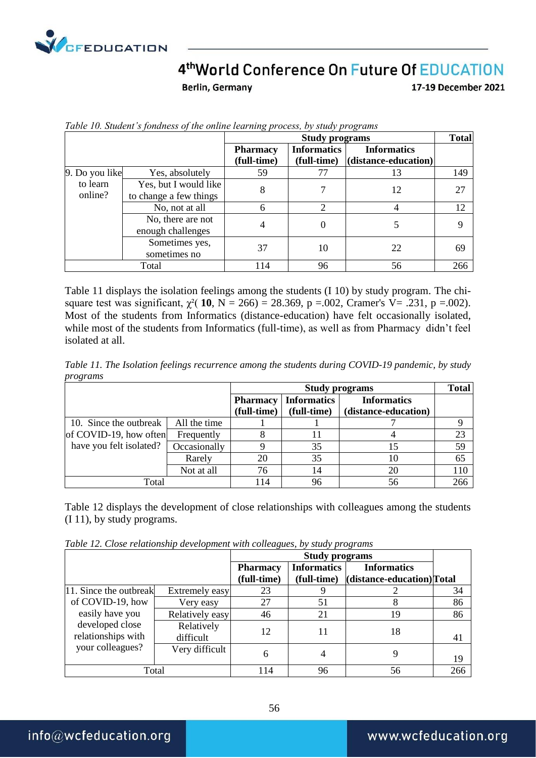*Table 10. Student's fondness of the online learning process, by study programs*

| | | Study programs | | | Total |
|---|---|---|---|---|---|
| | | Pharmacy (full-time) | Informatics (full-time) | Informatics (distance-education) | |
| 9. Do you like to learn online? | Yes, absolutely | 59 | 77 | 13 | 149 |
| | Yes, but I would like to change a few things | 8 | 7 | 12 | 27 |
| | No, not at all | 6 | 2 | 4 | 12 |
| | No, there are not enough challenges | 4 | 0 | 5 | 9 |
| | Sometimes yes, sometimes no | 37 | 10 | 22 | 69 |
| Total | | 114 | 96 | 56 | 266 |

Table 11 displays the isolation feelings among the students (I 10) by study program. The chi-square test was significant, $\chi^2(\mathbf{10}, N = 266) = 28.369$, $p = .002$, Cramer's $V = .231$, $p = .002$). Most of the students from Informatics (distance-education) have felt occasionally isolated, while most of the students from Informatics (full-time), as well as from Pharmacy didn't feel isolated at all.

*Table 11. The Isolation feelings recurrence among the students during COVID-19 pandemic, by study programs*

| | | Study programs | | | Total |
|---|---|---|---|---|---|
| | | Pharmacy (full-time) | Informatics (full-time) | Informatics (distance-education) | |
| 10. Since the outbreak of COVID-19, how often have you felt isolated? | All the time | 1 | 1 | 7 | 9 |
| | Frequently | 8 | 11 | 4 | 23 |
| | Occasionally | 9 | 35 | 15 | 59 |
| | Rarely | 20 | 35 | 10 | 65 |
| | Not at all | 76 | 14 | 20 | 110 |
| Total | | 114 | 96 | 56 | 266 |

Table 12 displays the development of close relationships with colleagues among the students (I 11), by study programs.

*Table 12. Close relationship development with colleagues, by study programs*

| | | Study programs | | | |
|---|---|---|---|---|---|
| | | Pharmacy (full-time) | Informatics (full-time) | Informatics (distance-education) | Total |
| 11. Since the outbreak of COVID-19, how easily have you developed close relationships with your colleagues? | Extremely easy | 23 | 9 | 2 | 34 |
| | Very easy | 27 | 51 | 8 | 86 |
| | Relatively easy | 46 | 21 | 19 | 86 |
| | Relatively difficult | 12 | 11 | 18 | 41 |
| | Very difficult | 6 | 4 | 9 | 19 |
| Total | | 114 | 96 | 56 | 266 |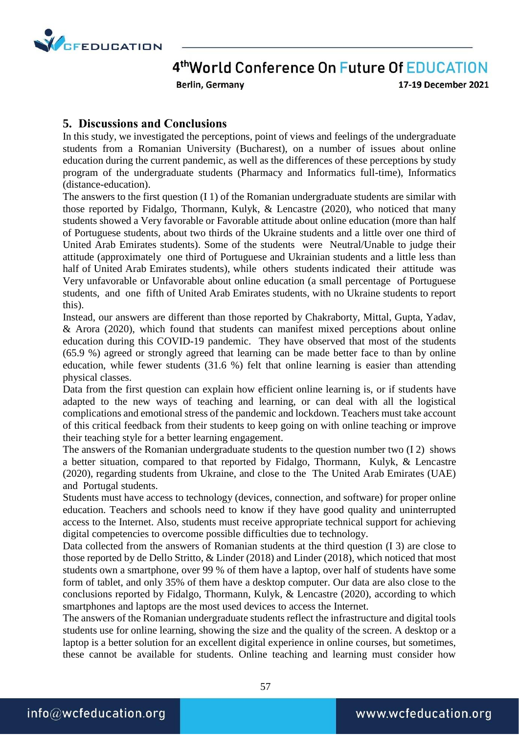## 5. Discussions and Conclusions

In this study, we investigated the perceptions, point of views and feelings of the undergraduate students from a Romanian University (Bucharest), on a number of issues about online education during the current pandemic, as well as the differences of these perceptions by study program of the undergraduate students (Pharmacy and Informatics full-time), Informatics (distance-education).

The answers to the first question (I 1) of the Romanian undergraduate students are similar with those reported by Fidalgo, Thormann, Kulyk, & Lencastre (2020), who noticed that many students showed a Very favorable or Favorable attitude about online education (more than half of Portuguese students, about two thirds of the Ukraine students and a little over one third of United Arab Emirates students). Some of the students were Neutral/Unable to judge their attitude (approximately one third of Portuguese and Ukrainian students and a little less than half of United Arab Emirates students), while others students indicated their attitude was Very unfavorable or Unfavorable about online education (a small percentage of Portuguese students, and one fifth of United Arab Emirates students, with no Ukraine students to report this).

Instead, our answers are different than those reported by Chakraborty, Mittal, Gupta, Yadav, & Arora (2020), which found that students can manifest mixed perceptions about online education during this COVID-19 pandemic. They have observed that most of the students (65.9 %) agreed or strongly agreed that learning can be made better face to than by online education, while fewer students (31.6 %) felt that online learning is easier than attending physical classes.

Data from the first question can explain how efficient online learning is, or if students have adapted to the new ways of teaching and learning, or can deal with all the logistical complications and emotional stress of the pandemic and lockdown. Teachers must take account of this critical feedback from their students to keep going on with online teaching or improve their teaching style for a better learning engagement.

The answers of the Romanian undergraduate students to the question number two (I 2) shows a better situation, compared to that reported by Fidalgo, Thormann, Kulyk, & Lencastre (2020), regarding students from Ukraine, and close to the The United Arab Emirates (UAE) and Portugal students.

Students must have access to technology (devices, connection, and software) for proper online education. Teachers and schools need to know if they have good quality and uninterrupted access to the Internet. Also, students must receive appropriate technical support for achieving digital competencies to overcome possible difficulties due to technology.

Data collected from the answers of Romanian students at the third question (I 3) are close to those reported by de Dello Stritto, & Linder (2018) and Linder (2018), which noticed that most students own a smartphone, over 99 % of them have a laptop, over half of students have some form of tablet, and only 35% of them have a desktop computer. Our data are also close to the conclusions reported by Fidalgo, Thormann, Kulyk, & Lencastre (2020), according to which smartphones and laptops are the most used devices to access the Internet.

The answers of the Romanian undergraduate students reflect the infrastructure and digital tools students use for online learning, showing the size and the quality of the screen. A desktop or a laptop is a better solution for an excellent digital experience in online courses, but sometimes, these cannot be available for students. Online teaching and learning must consider how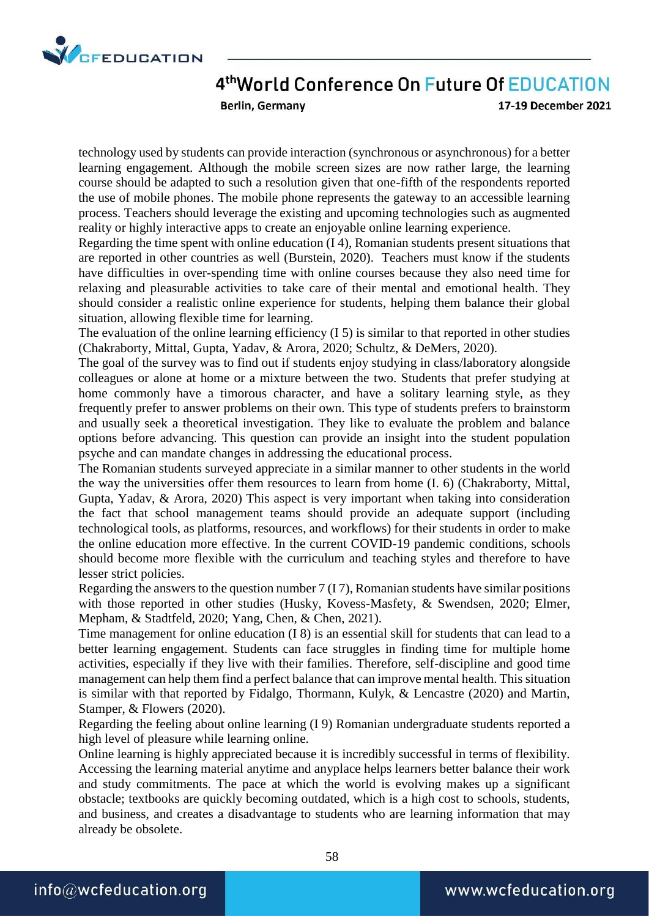technology used by students can provide interaction (synchronous or asynchronous) for a better learning engagement. Although the mobile screen sizes are now rather large, the learning course should be adapted to such a resolution given that one-fifth of the respondents reported the use of mobile phones. The mobile phone represents the gateway to an accessible learning process. Teachers should leverage the existing and upcoming technologies such as augmented reality or highly interactive apps to create an enjoyable online learning experience.

Regarding the time spent with online education (I 4), Romanian students present situations that are reported in other countries as well (Burstein, 2020). Teachers must know if the students have difficulties in over-spending time with online courses because they also need time for relaxing and pleasurable activities to take care of their mental and emotional health. They should consider a realistic online experience for students, helping them balance their global situation, allowing flexible time for learning.

The evaluation of the online learning efficiency (I 5) is similar to that reported in other studies (Chakraborty, Mittal, Gupta, Yadav, & Arora, 2020; Schultz, & DeMers, 2020).

The goal of the survey was to find out if students enjoy studying in class/laboratory alongside colleagues or alone at home or a mixture between the two. Students that prefer studying at home commonly have a timorous character, and have a solitary learning style, as they frequently prefer to answer problems on their own. This type of students prefers to brainstorm and usually seek a theoretical investigation. They like to evaluate the problem and balance options before advancing. This question can provide an insight into the student population psyche and can mandate changes in addressing the educational process.

The Romanian students surveyed appreciate in a similar manner to other students in the world the way the universities offer them resources to learn from home (I. 6) (Chakraborty, Mittal, Gupta, Yadav, & Arora, 2020) This aspect is very important when taking into consideration the fact that school management teams should provide an adequate support (including technological tools, as platforms, resources, and workflows) for their students in order to make the online education more effective. In the current COVID-19 pandemic conditions, schools should become more flexible with the curriculum and teaching styles and therefore to have lesser strict policies.

Regarding the answers to the question number 7 (I 7), Romanian students have similar positions with those reported in other studies (Husky, Kovess-Masfety, & Swendsen, 2020; Elmer, Mepham, & Stadtfeld, 2020; Yang, Chen, & Chen, 2021).

Time management for online education (I 8) is an essential skill for students that can lead to a better learning engagement. Students can face struggles in finding time for multiple home activities, especially if they live with their families. Therefore, self-discipline and good time management can help them find a perfect balance that can improve mental health. This situation is similar with that reported by Fidalgo, Thormann, Kulyk, & Lencastre (2020) and Martin, Stamper, & Flowers (2020).

Regarding the feeling about online learning (I 9) Romanian undergraduate students reported a high level of pleasure while learning online.

Online learning is highly appreciated because it is incredibly successful in terms of flexibility. Accessing the learning material anytime and anyplace helps learners better balance their work and study commitments. The pace at which the world is evolving makes up a significant obstacle; textbooks are quickly becoming outdated, which is a high cost to schools, students, and business, and creates a disadvantage to students who are learning information that may already be obsolete.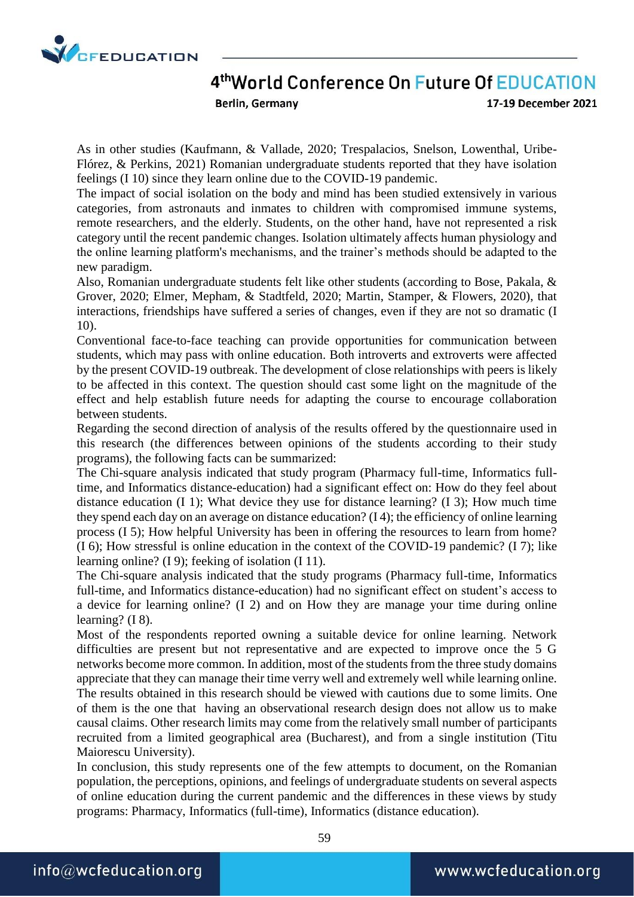As in other studies (Kaufmann, & Vallade, 2020; Trespalacios, Snelson, Lowenthal, Uribe-Flórez, & Perkins, 2021) Romanian undergraduate students reported that they have isolation feelings (I 10) since they learn online due to the COVID-19 pandemic.

The impact of social isolation on the body and mind has been studied extensively in various categories, from astronauts and inmates to children with compromised immune systems, remote researchers, and the elderly. Students, on the other hand, have not represented a risk category until the recent pandemic changes. Isolation ultimately affects human physiology and the online learning platform's mechanisms, and the trainer's methods should be adapted to the new paradigm.

Also, Romanian undergraduate students felt like other students (according to Bose, Pakala, & Grover, 2020; Elmer, Mepham, & Stadtfeld, 2020; Martin, Stamper, & Flowers, 2020), that interactions, friendships have suffered a series of changes, even if they are not so dramatic (I 10).

Conventional face-to-face teaching can provide opportunities for communication between students, which may pass with online education. Both introverts and extroverts were affected by the present COVID-19 outbreak. The development of close relationships with peers is likely to be affected in this context. The question should cast some light on the magnitude of the effect and help establish future needs for adapting the course to encourage collaboration between students.

Regarding the second direction of analysis of the results offered by the questionnaire used in this research (the differences between opinions of the students according to their study programs), the following facts can be summarized:

The Chi-square analysis indicated that study program (Pharmacy full-time, Informatics full-time, and Informatics distance-education) had a significant effect on: How do they feel about distance education (I 1); What device they use for distance learning? (I 3); How much time they spend each day on an average on distance education? (I 4); the efficiency of online learning process (I 5); How helpful University has been in offering the resources to learn from home? (I 6); How stressful is online education in the context of the COVID-19 pandemic? (I 7); like learning online? (I 9); feeking of isolation (I 11).

The Chi-square analysis indicated that the study programs (Pharmacy full-time, Informatics full-time, and Informatics distance-education) had no significant effect on student's access to a device for learning online? (I 2) and on How they are manage your time during online learning? (I 8).

Most of the respondents reported owning a suitable device for online learning. Network difficulties are present but not representative and are expected to improve once the 5 G networks become more common. In addition, most of the students from the three study domains appreciate that they can manage their time verry well and extremely well while learning online.

The results obtained in this research should be viewed with cautions due to some limits. One of them is the one that having an observational research design does not allow us to make causal claims. Other research limits may come from the relatively small number of participants recruited from a limited geographical area (Bucharest), and from a single institution (Titu Maiorescu University).

In conclusion, this study represents one of the few attempts to document, on the Romanian population, the perceptions, opinions, and feelings of undergraduate students on several aspects of online education during the current pandemic and the differences in these views by study programs: Pharmacy, Informatics (full-time), Informatics (distance education).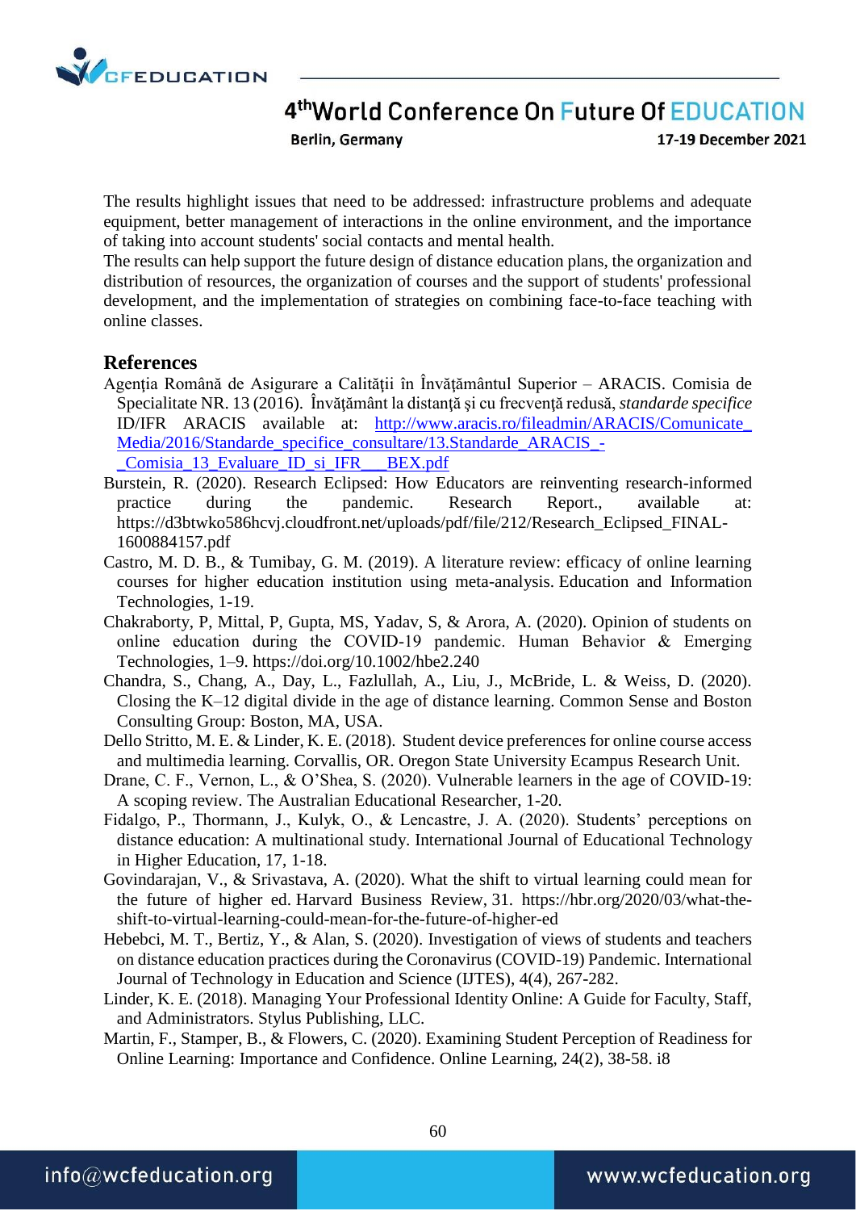The results highlight issues that need to be addressed: infrastructure problems and adequate equipment, better management of interactions in the online environment, and the importance of taking into account students' social contacts and mental health.

The results can help support the future design of distance education plans, the organization and distribution of resources, the organization of courses and the support of students' professional development, and the implementation of strategies on combining face-to-face teaching with online classes.

## References

Agenția Română de Asigurare a Calității în Învățământul Superior – ARACIS. Comisia de Specialitate NR. 13 (2016). Învăţământ la distanţă şi cu frecvenţă redusă, *standarde specifice* ID/IFR ARACIS available at: [http://www.aracis.ro/fileadmin/ARACIS/Comunicate_Media/2016/Standarde_specifice_consultare/13.Standarde_ARACIS_-_Comisia_13_Evaluare_ID_si_IFR___BEX.pdf](http://www.aracis.ro/fileadmin/ARACIS/Comunicate_Media/2016/Standarde_specifice_consultare/13.Standarde_ARACIS_-_Comisia_13_Evaluare_ID_si_IFR___BEX.pdf)

Burstein, R. (2020). Research Eclipsed: How Educators are reinventing research-informed practice during the pandemic. Research Report., available at: https://d3btwko586hcvj.cloudfront.net/uploads/pdf/file/212/Research_Eclipsed_FINAL-1600884157.pdf

Castro, M. D. B., & Tumibay, G. M. (2019). A literature review: efficacy of online learning courses for higher education institution using meta-analysis. Education and Information Technologies, 1-19.

Chakraborty, P, Mittal, P, Gupta, MS, Yadav, S, & Arora, A. (2020). Opinion of students on online education during the COVID-19 pandemic. Human Behavior & Emerging Technologies, 1–9. https://doi.org/10.1002/hbe2.240

Chandra, S., Chang, A., Day, L., Fazlullah, A., Liu, J., McBride, L. & Weiss, D. (2020). Closing the K–12 digital divide in the age of distance learning. Common Sense and Boston Consulting Group: Boston, MA, USA.

Dello Stritto, M. E. & Linder, K. E. (2018). Student device preferences for online course access and multimedia learning. Corvallis, OR. Oregon State University Ecampus Research Unit.

Drane, C. F., Vernon, L., & O'Shea, S. (2020). Vulnerable learners in the age of COVID-19: A scoping review. The Australian Educational Researcher, 1-20.

Fidalgo, P., Thormann, J., Kulyk, O., & Lencastre, J. A. (2020). Students' perceptions on distance education: A multinational study. International Journal of Educational Technology in Higher Education, 17, 1-18.

Govindarajan, V., & Srivastava, A. (2020). What the shift to virtual learning could mean for the future of higher ed. Harvard Business Review, 31. https://hbr.org/2020/03/what-the-shift-to-virtual-learning-could-mean-for-the-future-of-higher-ed

Hebebci, M. T., Bertiz, Y., & Alan, S. (2020). Investigation of views of students and teachers on distance education practices during the Coronavirus (COVID-19) Pandemic. International Journal of Technology in Education and Science (IJTES), 4(4), 267-282.

Linder, K. E. (2018). Managing Your Professional Identity Online: A Guide for Faculty, Staff, and Administrators. Stylus Publishing, LLC.

Martin, F., Stamper, B., & Flowers, C. (2020). Examining Student Perception of Readiness for Online Learning: Importance and Confidence. Online Learning, 24(2), 38-58. i8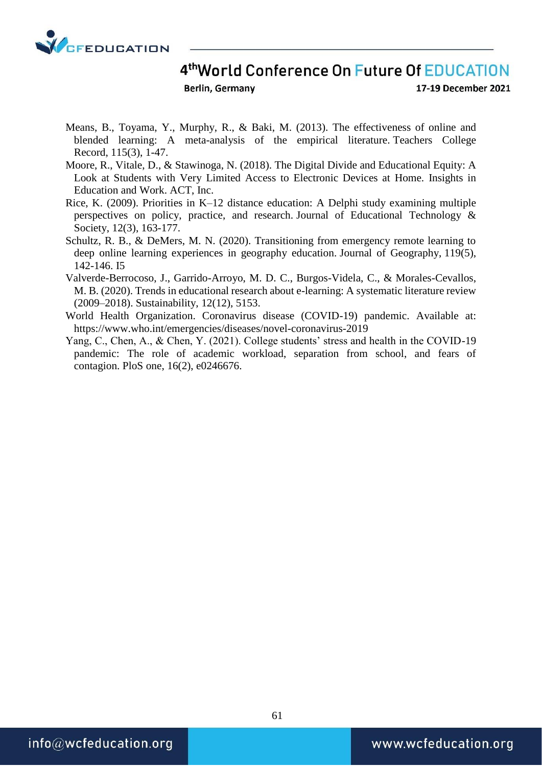Means, B., Toyama, Y., Murphy, R., & Baki, M. (2013). The effectiveness of online and blended learning: A meta-analysis of the empirical literature. Teachers College Record, 115(3), 1-47.

Moore, R., Vitale, D., & Stawinoga, N. (2018). The Digital Divide and Educational Equity: A Look at Students with Very Limited Access to Electronic Devices at Home. Insights in Education and Work. ACT, Inc.

Rice, K. (2009). Priorities in K–12 distance education: A Delphi study examining multiple perspectives on policy, practice, and research. Journal of Educational Technology & Society, 12(3), 163-177.

Schultz, R. B., & DeMers, M. N. (2020). Transitioning from emergency remote learning to deep online learning experiences in geography education. Journal of Geography, 119(5), 142-146. I5

Valverde-Berrocoso, J., Garrido-Arroyo, M. D. C., Burgos-Videla, C., & Morales-Cevallos, M. B. (2020). Trends in educational research about e-learning: A systematic literature review (2009–2018). Sustainability, 12(12), 5153.

World Health Organization. Coronavirus disease (COVID-19) pandemic. Available at: https://www.who.int/emergencies/diseases/novel-coronavirus-2019

Yang, C., Chen, A., & Chen, Y. (2021). College students' stress and health in the COVID-19 pandemic: The role of academic workload, separation from school, and fears of contagion. PloS one, 16(2), e0246676.